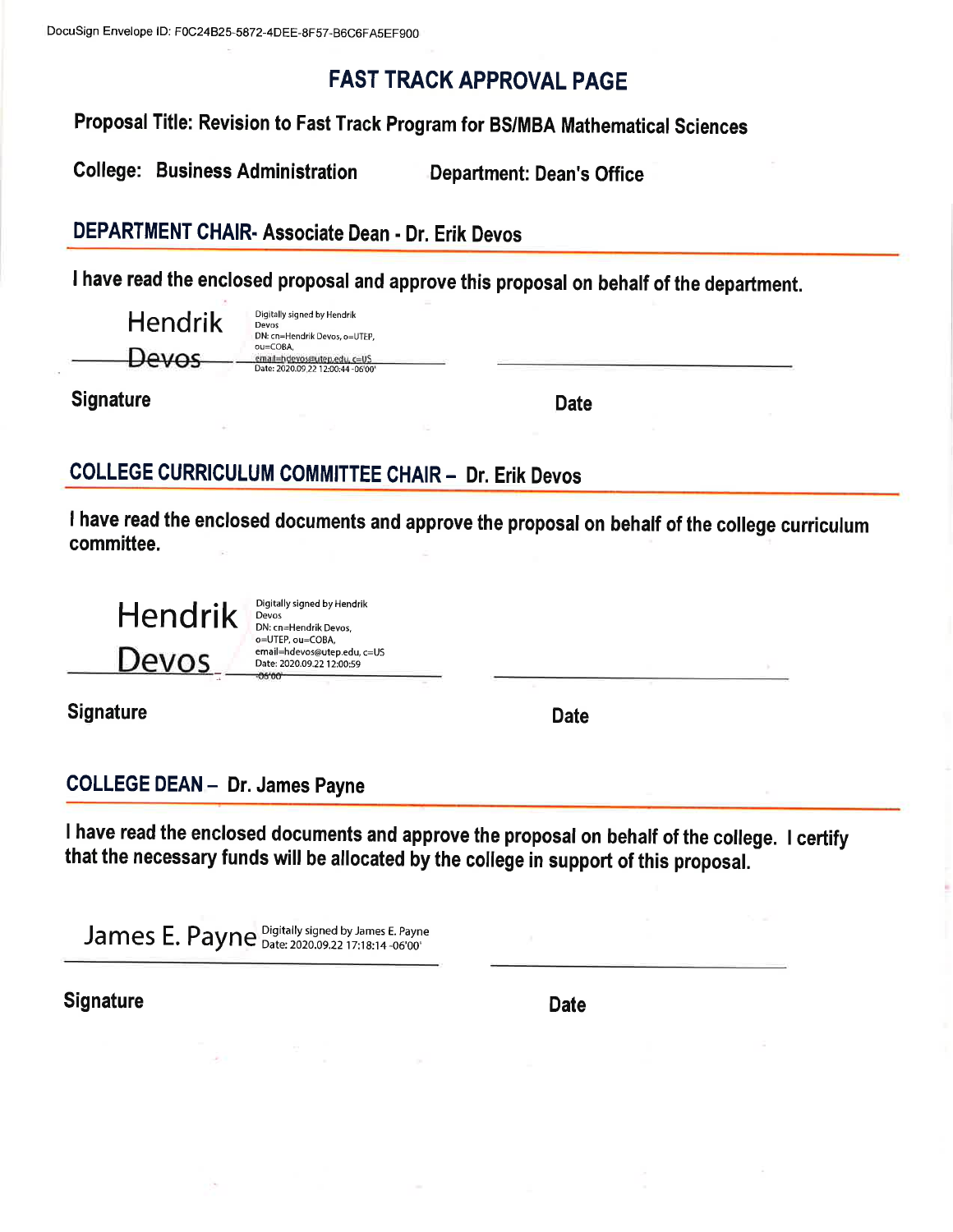DocuSign Envelope ID: F0C24B25-5872-4DEE-8F57-B6C6FA5EF900

# FAST TRACK APPROVAL PAGE

**Proposal Title: Revision to Fast Track Program for BS/MBA Mathematical Sciences**

**College: Business Administration** **Department: Dean's Office**

## DEPARTMENT CHAIR- Associate Dean - Dr. Erik Devos

**I have read the enclosed proposal and approve this proposal on behalf of the department.**

Hendrik Devos
Digitally signed by Hendrik Devos
DN: cn=Hendrik Devos, o=UTEP, ou=COBA, email=hdevos@utep.edu, c=US
Date: 2020.09.22 12:00:44 -06'00'

**Signature** **Date**

## COLLEGE CURRICULUM COMMITTEE CHAIR – Dr. Erik Devos

**I have read the enclosed documents and approve the proposal on behalf of the college curriculum committee.**

Hendrik Devos
Digitally signed by Hendrik Devos
DN: cn=Hendrik Devos, o=UTEP, ou=COBA, email=hdevos@utep.edu, c=US
Date: 2020.09.22 12:00:59 -06'00'

**Signature** **Date**

## COLLEGE DEAN – Dr. James Payne

**I have read the enclosed documents and approve the proposal on behalf of the college. I certify that the necessary funds will be allocated by the college in support of this proposal.**

James E. Payne
Digitally signed by James E. Payne
Date: 2020.09.22 17:18:14 -06'00'

**Signature** **Date**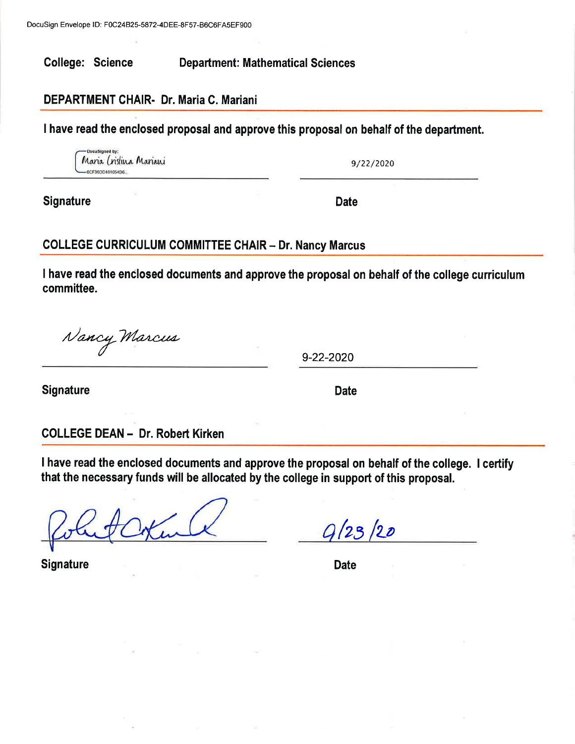DocuSign Envelope ID: F0C24B25-5872-4DEE-8F57-B6C6FA5EF900

**College: Science** **Department: Mathematical Sciences**

## DEPARTMENT CHAIR- Dr. Maria C. Mariani

**I have read the enclosed proposal and approve this proposal on behalf of the department.**

DocuSigned by: Maria Cristina Mariani
0CF360D491054D6...

9/22/2020

**Signature** **Date**

## COLLEGE CURRICULUM COMMITTEE CHAIR – Dr. Nancy Marcus

**I have read the enclosed documents and approve the proposal on behalf of the college curriculum committee.**

Nancy Marcus

9-22-2020

**Signature** **Date**

## COLLEGE DEAN – Dr. Robert Kirken

**I have read the enclosed documents and approve the proposal on behalf of the college. I certify that the necessary funds will be allocated by the college in support of this proposal.**

Robert Kirken

9/23/20

**Signature** **Date**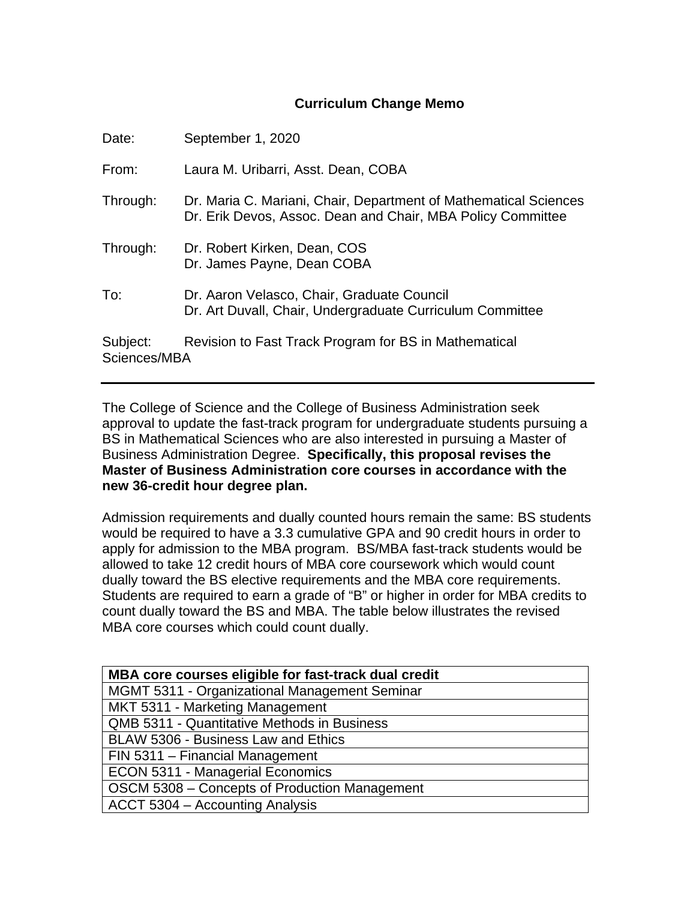## Curriculum Change Memo

| | |
|---|---|
| Date: | September 1, 2020 |
| From: | Laura M. Uribarri, Asst. Dean, COBA |
| Through: | Dr. Maria C. Mariani, Chair, Department of Mathematical Sciences<br>Dr. Erik Devos, Assoc. Dean and Chair, MBA Policy Committee |
| Through: | Dr. Robert Kirken, Dean, COS<br>Dr. James Payne, Dean COBA |
| To: | Dr. Aaron Velasco, Chair, Graduate Council<br>Dr. Art Duvall, Chair, Undergraduate Curriculum Committee |
| Subject: | Revision to Fast Track Program for BS in Mathematical Sciences/MBA |

---

The College of Science and the College of Business Administration seek approval to update the fast-track program for undergraduate students pursuing a BS in Mathematical Sciences who are also interested in pursuing a Master of Business Administration Degree. **Specifically, this proposal revises the Master of Business Administration core courses in accordance with the new 36-credit hour degree plan.**

Admission requirements and dually counted hours remain the same: BS students would be required to have a 3.3 cumulative GPA and 90 credit hours in order to apply for admission to the MBA program. BS/MBA fast-track students would be allowed to take 12 credit hours of MBA core coursework which would count dually toward the BS elective requirements and the MBA core requirements. Students are required to earn a grade of "B" or higher in order for MBA credits to count dually toward the BS and MBA. The table below illustrates the revised MBA core courses which could count dually.

| MBA core courses eligible for fast-track dual credit |
|---|
| MGMT 5311 - Organizational Management Seminar |
| MKT 5311 - Marketing Management |
| QMB 5311 - Quantitative Methods in Business |
| BLAW 5306 - Business Law and Ethics |
| FIN 5311 – Financial Management |
| ECON 5311 - Managerial Economics |
| OSCM 5308 – Concepts of Production Management |
| ACCT 5304 – Accounting Analysis |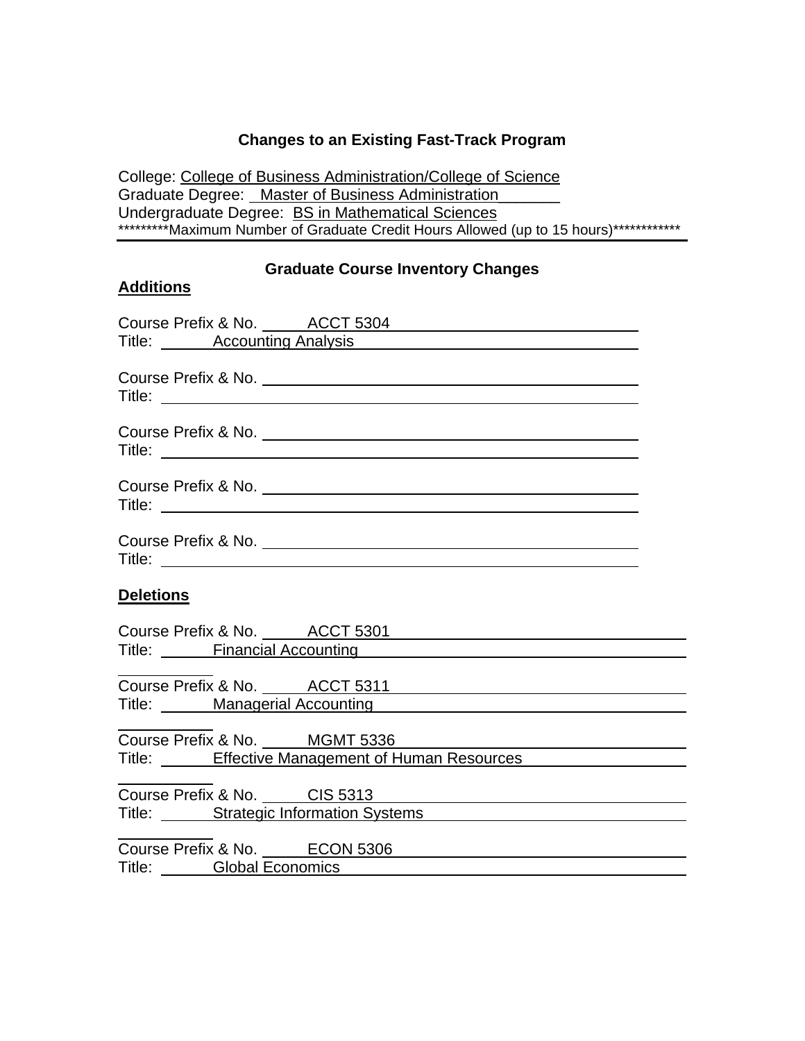## Changes to an Existing Fast-Track Program

College: College of Business Administration/College of Science
Graduate Degree: Master of Business Administration
Undergraduate Degree: BS in Mathematical Sciences
*********Maximum Number of Graduate Credit Hours Allowed (up to 15 hours)************

### Graduate Course Inventory Changes

**Additions**

Course Prefix & No. ACCT 5304
Title: Accounting Analysis

Course Prefix & No.
Title:

Course Prefix & No.
Title:

Course Prefix & No.
Title:

Course Prefix & No.
Title:

**Deletions**

Course Prefix & No. ACCT 5301
Title: Financial Accounting

Course Prefix & No. ACCT 5311
Title: Managerial Accounting

Course Prefix & No. MGMT 5336
Title: Effective Management of Human Resources

Course Prefix & No. CIS 5313
Title: Strategic Information Systems

Course Prefix & No. ECON 5306
Title: Global Economics